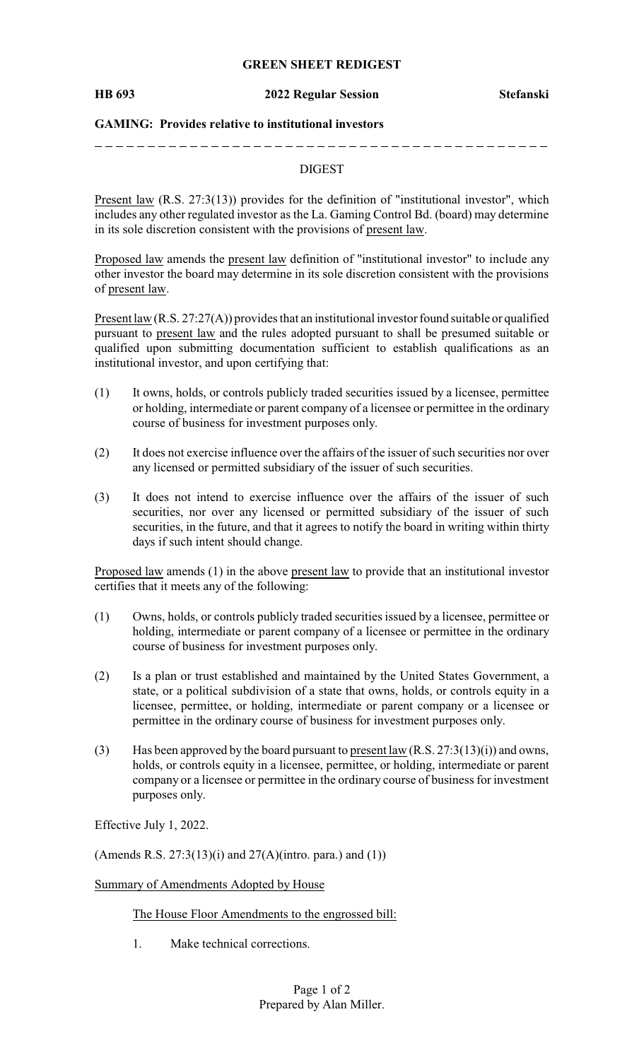**GREEN SHEET REDIGEST**

**HB 693** **2022 Regular Session** **Stefanski**

**GAMING: Provides relative to institutional investors**

---

DIGEST

Present law (R.S. 27:3(13)) provides for the definition of "institutional investor", which includes any other regulated investor as the La. Gaming Control Bd. (board) may determine in its sole discretion consistent with the provisions of present law.

Proposed law amends the present law definition of "institutional investor" to include any other investor the board may determine in its sole discretion consistent with the provisions of present law.

Present law (R.S. 27:27(A)) provides that an institutional investor found suitable or qualified pursuant to present law and the rules adopted pursuant to shall be presumed suitable or qualified upon submitting documentation sufficient to establish qualifications as an institutional investor, and upon certifying that:

(1) It owns, holds, or controls publicly traded securities issued by a licensee, permittee or holding, intermediate or parent company of a licensee or permittee in the ordinary course of business for investment purposes only.

(2) It does not exercise influence over the affairs of the issuer of such securities nor over any licensed or permitted subsidiary of the issuer of such securities.

(3) It does not intend to exercise influence over the affairs of the issuer of such securities, nor over any licensed or permitted subsidiary of the issuer of such securities, in the future, and that it agrees to notify the board in writing within thirty days if such intent should change.

Proposed law amends (1) in the above present law to provide that an institutional investor certifies that it meets any of the following:

(1) Owns, holds, or controls publicly traded securities issued by a licensee, permittee or holding, intermediate or parent company of a licensee or permittee in the ordinary course of business for investment purposes only.

(2) Is a plan or trust established and maintained by the United States Government, a state, or a political subdivision of a state that owns, holds, or controls equity in a licensee, permittee, or holding, intermediate or parent company or a licensee or permittee in the ordinary course of business for investment purposes only.

(3) Has been approved by the board pursuant to present law (R.S. 27:3(13)(i)) and owns, holds, or controls equity in a licensee, permittee, or holding, intermediate or parent company or a licensee or permittee in the ordinary course of business for investment purposes only.

Effective July 1, 2022.

(Amends R.S. 27:3(13)(i) and 27(A)(intro. para.) and (1))

Summary of Amendments Adopted by House

The House Floor Amendments to the engrossed bill:

1. Make technical corrections.

Prepared by Alan Miller.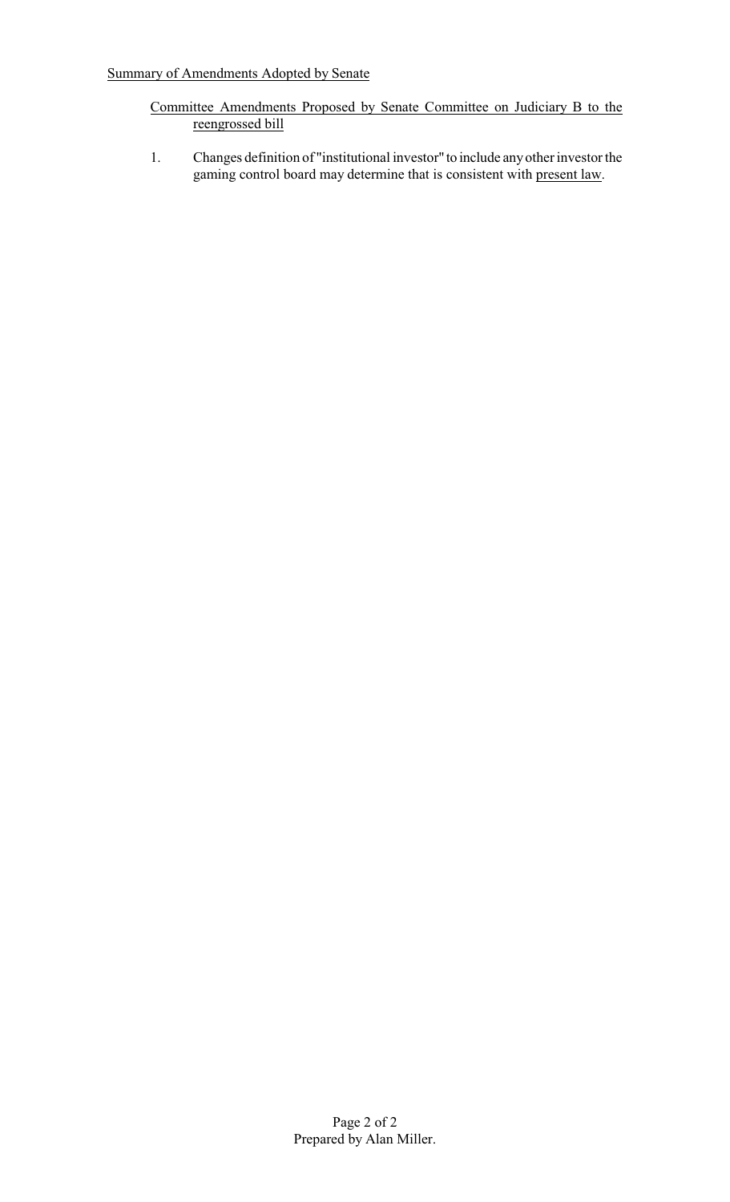Summary of Amendments Adopted by Senate

Committee Amendments Proposed by Senate Committee on Judiciary B to the reengrossed bill

1. Changes definition of "institutional investor" to include any other investor the gaming control board may determine that is consistent with present law.

Prepared by Alan Miller.